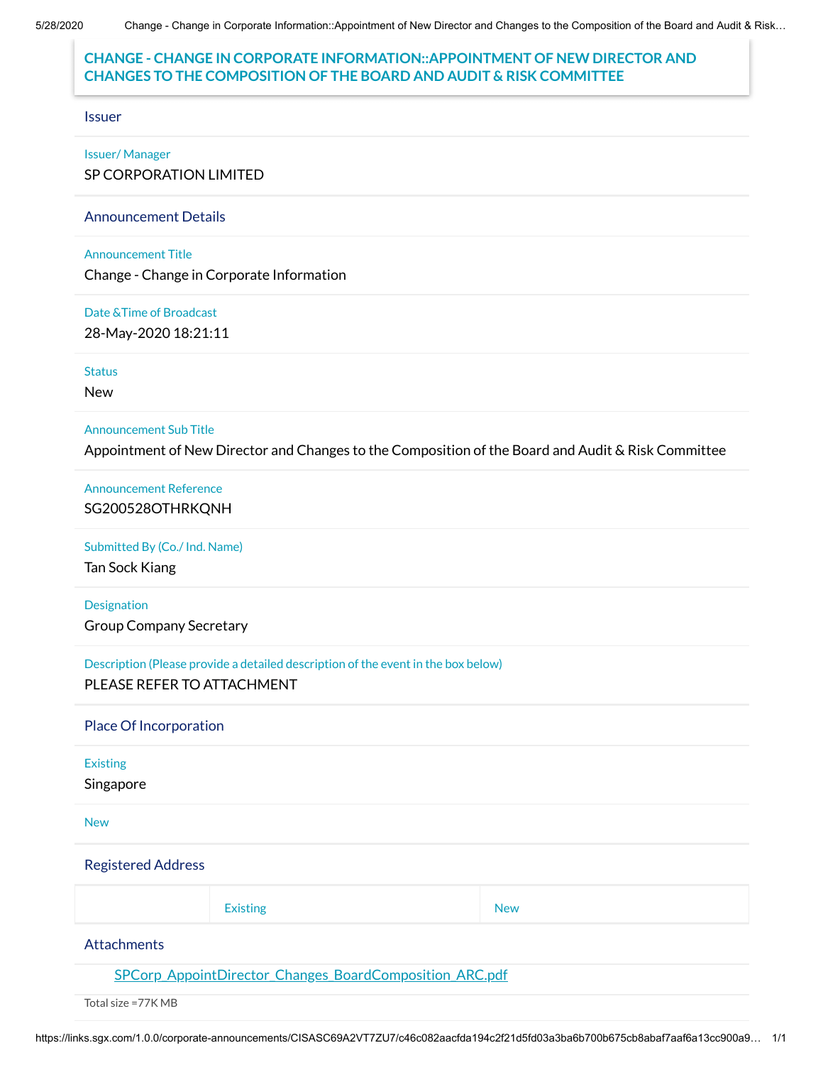# CHANGE - CHANGE IN CORPORATE INFORMATION::APPOINTMENT OF NEW DIRECTOR AND CHANGES TO THE COMPOSITION OF THE BOARD AND AUDIT & RISK COMMITTEE

## Issuer

Issuer/ Manager

SP CORPORATION LIMITED

## Announcement Details

Announcement Title

Change - Change in Corporate Information

Date &Time of Broadcast

28-May-2020 18:21:11

Status

New

Announcement Sub Title

Appointment of New Director and Changes to the Composition of the Board and Audit & Risk Committee

Announcement Reference

SG200528OTHRKQNH

Submitted By (Co./ Ind. Name)

Tan Sock Kiang

Designation

Group Company Secretary

Description (Please provide a detailed description of the event in the box below)

PLEASE REFER TO ATTACHMENT

## Place Of Incorporation

Existing

Singapore

New

## Registered Address

| | Existing | New |
|---|---|---|

## Attachments

SPCorp_AppointDirector_Changes_BoardComposition_ARC.pdf

Total size =77K MB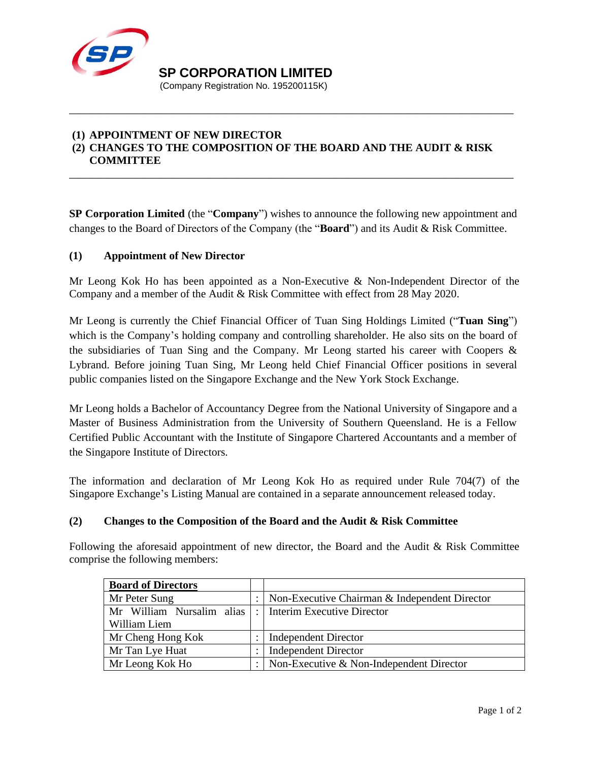**SP CORPORATION LIMITED**
(Company Registration No. 195200115K)

---

**(1) APPOINTMENT OF NEW DIRECTOR**
**(2) CHANGES TO THE COMPOSITION OF THE BOARD AND THE AUDIT & RISK COMMITTEE**

---

**SP Corporation Limited** (the "**Company**") wishes to announce the following new appointment and changes to the Board of Directors of the Company (the "**Board**") and its Audit & Risk Committee.

**(1) Appointment of New Director**

Mr Leong Kok Ho has been appointed as a Non-Executive & Non-Independent Director of the Company and a member of the Audit & Risk Committee with effect from 28 May 2020.

Mr Leong is currently the Chief Financial Officer of Tuan Sing Holdings Limited ("**Tuan Sing**") which is the Company's holding company and controlling shareholder. He also sits on the board of the subsidiaries of Tuan Sing and the Company. Mr Leong started his career with Coopers & Lybrand. Before joining Tuan Sing, Mr Leong held Chief Financial Officer positions in several public companies listed on the Singapore Exchange and the New York Stock Exchange.

Mr Leong holds a Bachelor of Accountancy Degree from the National University of Singapore and a Master of Business Administration from the University of Southern Queensland. He is a Fellow Certified Public Accountant with the Institute of Singapore Chartered Accountants and a member of the Singapore Institute of Directors.

The information and declaration of Mr Leong Kok Ho as required under Rule 704(7) of the Singapore Exchange's Listing Manual are contained in a separate announcement released today.

**(2) Changes to the Composition of the Board and the Audit & Risk Committee**

Following the aforesaid appointment of new director, the Board and the Audit & Risk Committee comprise the following members:

| **Board of Directors** | | |
|---|---|---|
| Mr Peter Sung | : | Non-Executive Chairman & Independent Director |
| Mr William Nursalim alias William Liem | : | Interim Executive Director |
| Mr Cheng Hong Kok | : | Independent Director |
| Mr Tan Lye Huat | : | Independent Director |
| Mr Leong Kok Ho | : | Non-Executive & Non-Independent Director |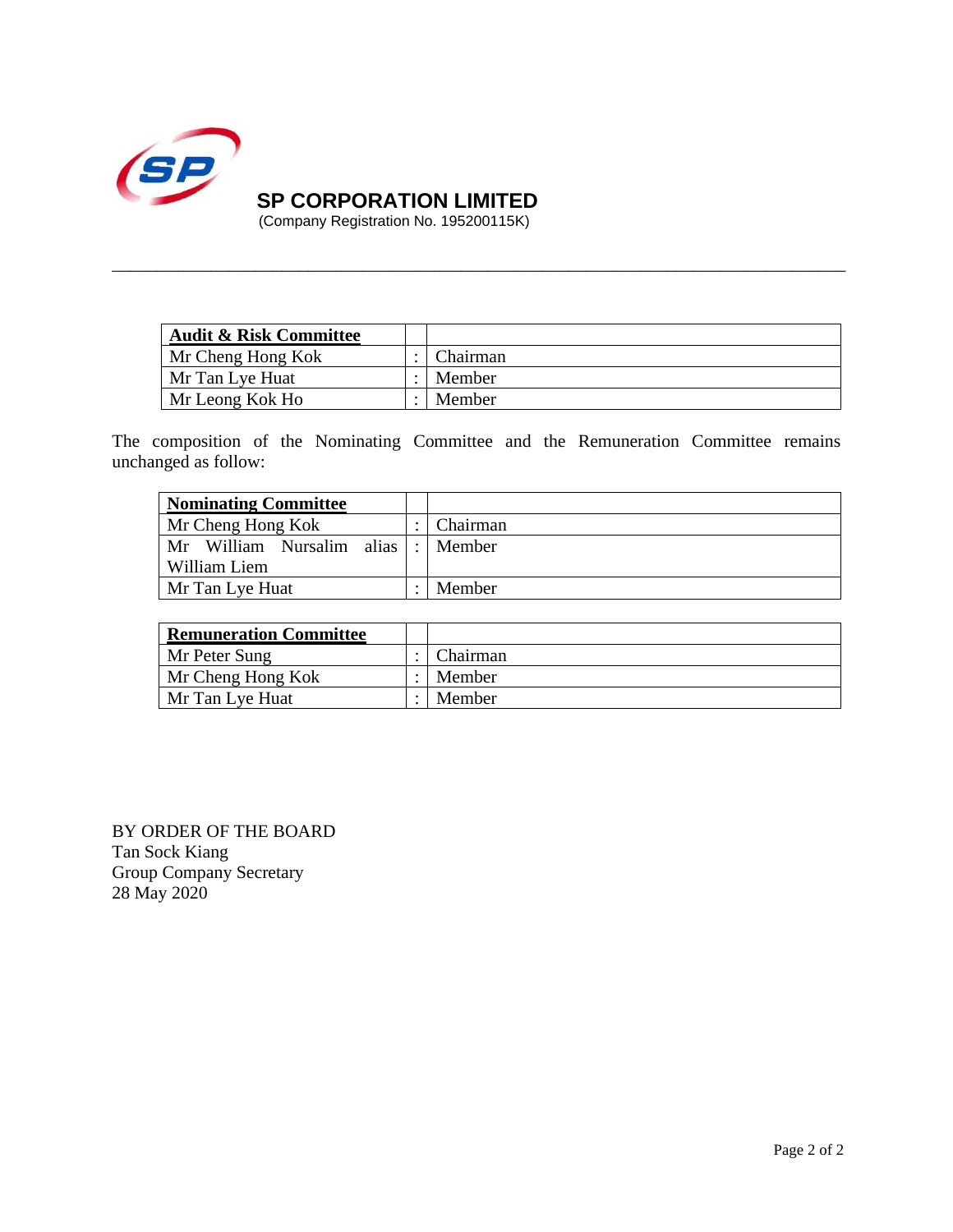**SP CORPORATION LIMITED**
(Company Registration No. 195200115K)

| **Audit & Risk Committee** | | |
|---|---|---|
| Mr Cheng Hong Kok | : | Chairman |
| Mr Tan Lye Huat | : | Member |
| Mr Leong Kok Ho | : | Member |

The composition of the Nominating Committee and the Remuneration Committee remains unchanged as follow:

| **Nominating Committee** | | |
|---|---|---|
| Mr Cheng Hong Kok | : | Chairman |
| Mr William Nursalim alias William Liem | : | Member |
| Mr Tan Lye Huat | : | Member |

| **Remuneration Committee** | | |
|---|---|---|
| Mr Peter Sung | : | Chairman |
| Mr Cheng Hong Kok | : | Member |
| Mr Tan Lye Huat | : | Member |

BY ORDER OF THE BOARD
Tan Sock Kiang
Group Company Secretary
28 May 2020